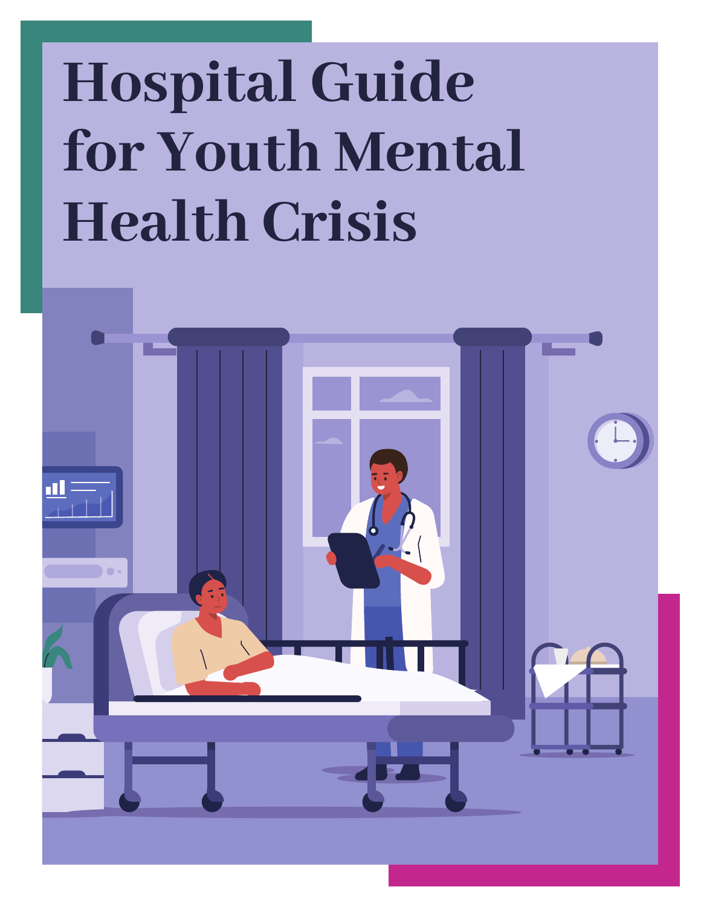# Hospital Guide for Youth Mental Health Crisis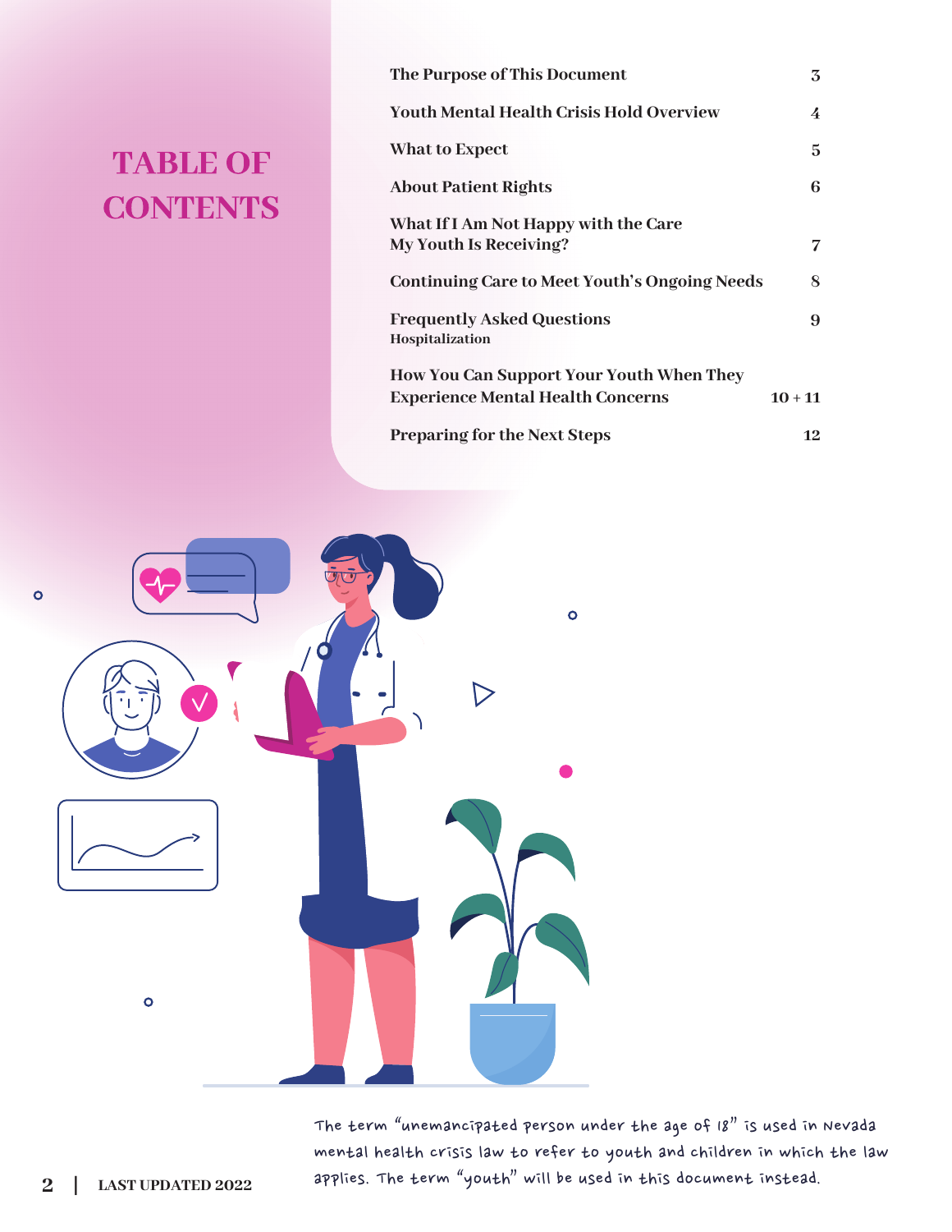# TABLE OF CONTENTS

| | |
|---|---|
| The Purpose of This Document | 3 |
| Youth Mental Health Crisis Hold Overview | 4 |
| What to Expect | 5 |
| About Patient Rights | 6 |
| What If I Am Not Happy with the Care My Youth Is Receiving? | 7 |
| Continuing Care to Meet Youth's Ongoing Needs | 8 |
| Frequently Asked Questions<br>Hospitalization | 9 |
| How You Can Support Your Youth When They Experience Mental Health Concerns | 10 + 11 |
| Preparing for the Next Steps | 12 |

The term "unemancipated person under the age of 18" is used in Nevada mental health crisis law to refer to youth and children in which the law applies. The term "youth" will be used in this document instead.

LAST UPDATED 2022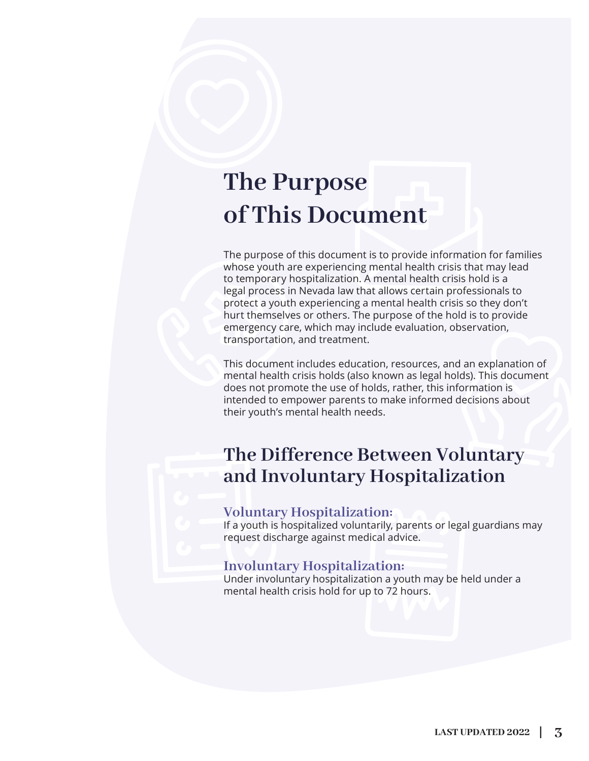# The Purpose of This Document

The purpose of this document is to provide information for families whose youth are experiencing mental health crisis that may lead to temporary hospitalization. A mental health crisis hold is a legal process in Nevada law that allows certain professionals to protect a youth experiencing a mental health crisis so they don't hurt themselves or others. The purpose of the hold is to provide emergency care, which may include evaluation, observation, transportation, and treatment.

This document includes education, resources, and an explanation of mental health crisis holds (also known as legal holds). This document does not promote the use of holds, rather, this information is intended to empower parents to make informed decisions about their youth's mental health needs.

## The Difference Between Voluntary and Involuntary Hospitalization

### Voluntary Hospitalization:

If a youth is hospitalized voluntarily, parents or legal guardians may request discharge against medical advice.

### Involuntary Hospitalization:

Under involuntary hospitalization a youth may be held under a mental health crisis hold for up to 72 hours.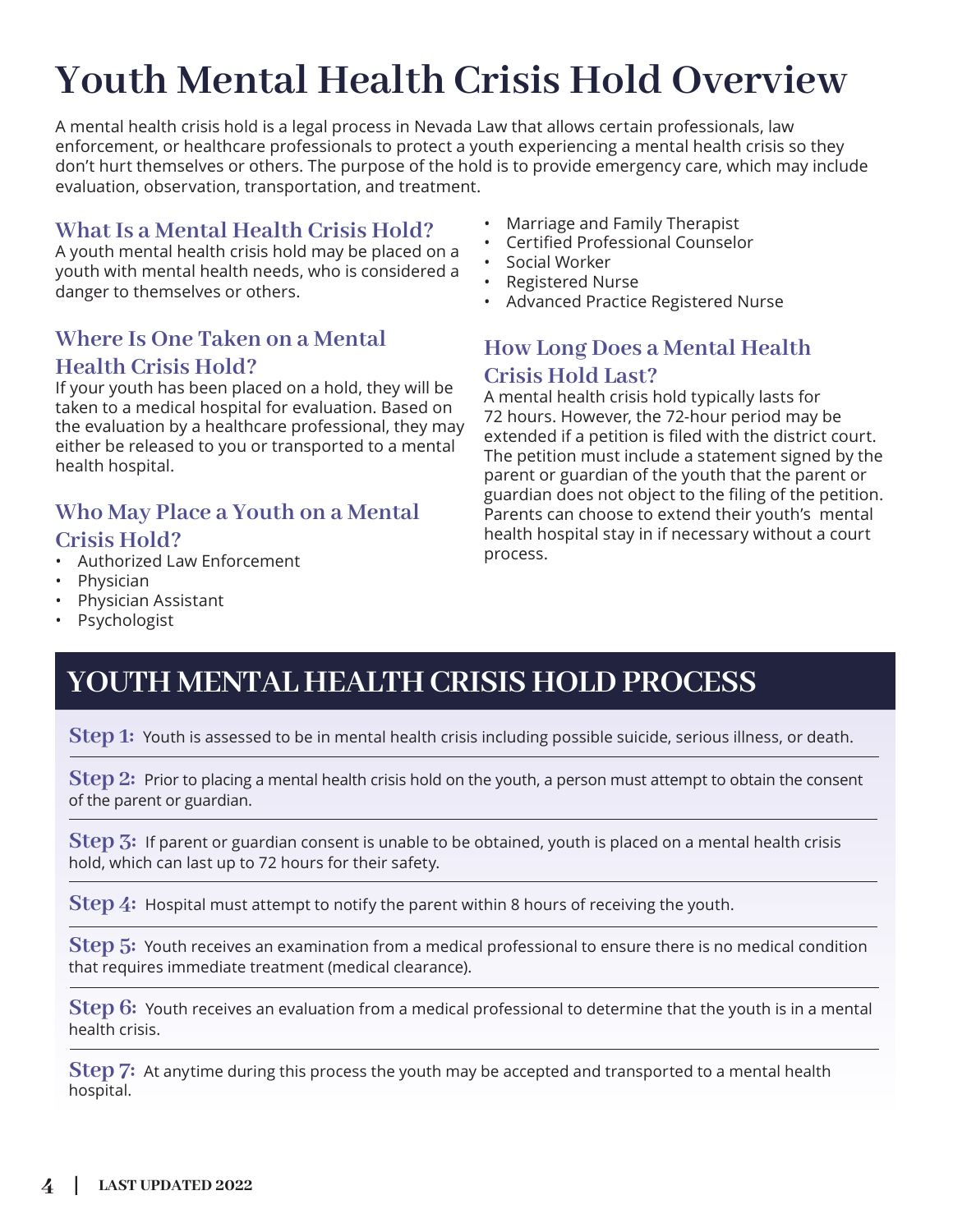# Youth Mental Health Crisis Hold Overview

A mental health crisis hold is a legal process in Nevada Law that allows certain professionals, law enforcement, or healthcare professionals to protect a youth experiencing a mental health crisis so they don't hurt themselves or others. The purpose of the hold is to provide emergency care, which may include evaluation, observation, transportation, and treatment.

## What Is a Mental Health Crisis Hold?

A youth mental health crisis hold may be placed on a youth with mental health needs, who is considered a danger to themselves or others.

## Where Is One Taken on a Mental Health Crisis Hold?

If your youth has been placed on a hold, they will be taken to a medical hospital for evaluation. Based on the evaluation by a healthcare professional, they may either be released to you or transported to a mental health hospital.

## Who May Place a Youth on a Mental Crisis Hold?

- Authorized Law Enforcement
- Physician
- Physician Assistant
- Psychologist
- Marriage and Family Therapist
- Certified Professional Counselor
- Social Worker
- Registered Nurse
- Advanced Practice Registered Nurse

## How Long Does a Mental Health Crisis Hold Last?

A mental health crisis hold typically lasts for 72 hours. However, the 72-hour period may be extended if a petition is filed with the district court. The petition must include a statement signed by the parent or guardian of the youth that the parent or guardian does not object to the filing of the petition. Parents can choose to extend their youth's mental health hospital stay in if necessary without a court process.

## YOUTH MENTAL HEALTH CRISIS HOLD PROCESS

**Step 1:** Youth is assessed to be in mental health crisis including possible suicide, serious illness, or death.

**Step 2:** Prior to placing a mental health crisis hold on the youth, a person must attempt to obtain the consent of the parent or guardian.

**Step 3:** If parent or guardian consent is unable to be obtained, youth is placed on a mental health crisis hold, which can last up to 72 hours for their safety.

**Step 4:** Hospital must attempt to notify the parent within 8 hours of receiving the youth.

**Step 5:** Youth receives an examination from a medical professional to ensure there is no medical condition that requires immediate treatment (medical clearance).

**Step 6:** Youth receives an evaluation from a medical professional to determine that the youth is in a mental health crisis.

**Step 7:** At anytime during this process the youth may be accepted and transported to a mental health hospital.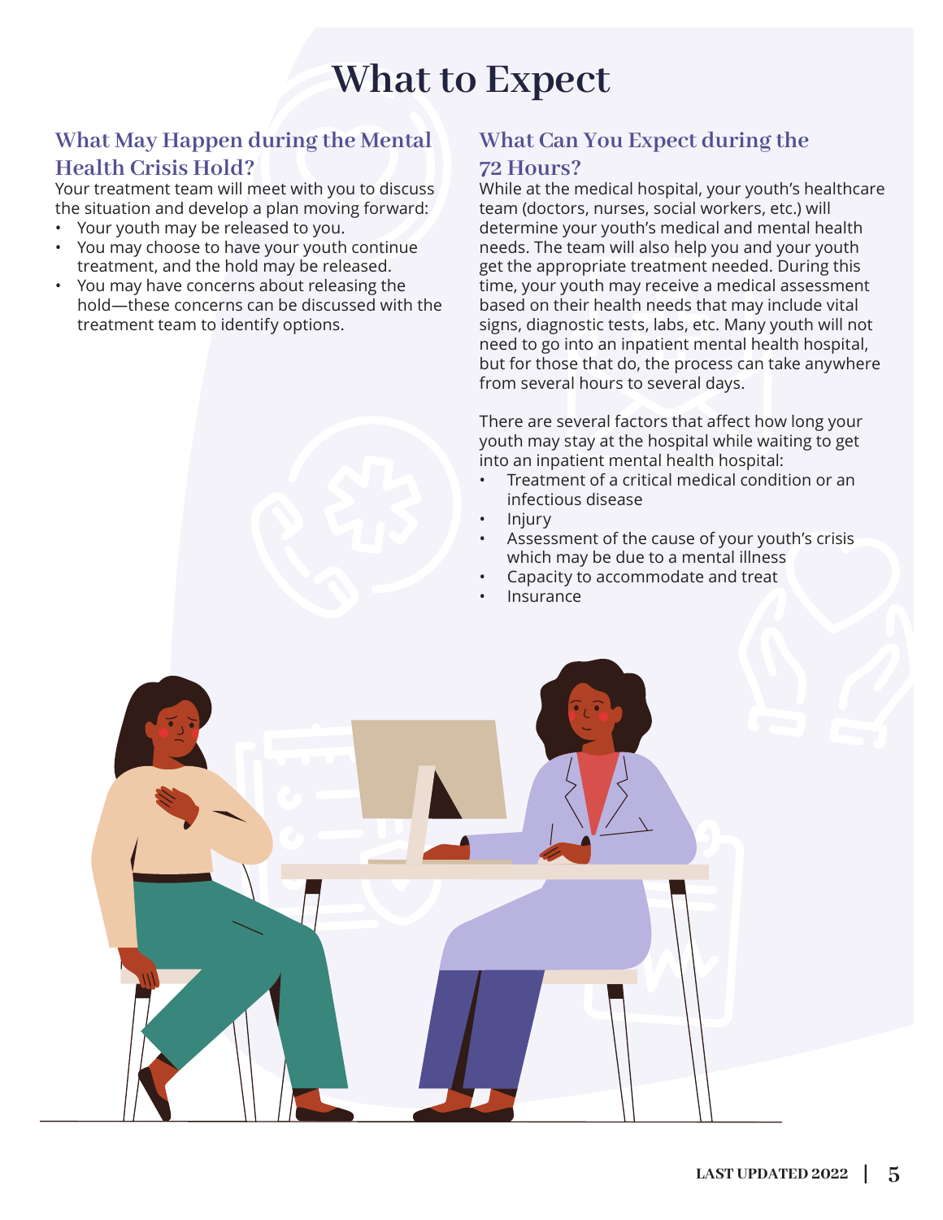# What to Expect

## What May Happen during the Mental Health Crisis Hold?

Your treatment team will meet with you to discuss the situation and develop a plan moving forward:

- Your youth may be released to you.
- You may choose to have your youth continue treatment, and the hold may be released.
- You may have concerns about releasing the hold—these concerns can be discussed with the treatment team to identify options.

## What Can You Expect during the 72 Hours?

While at the medical hospital, your youth's healthcare team (doctors, nurses, social workers, etc.) will determine your youth's medical and mental health needs. The team will also help you and your youth get the appropriate treatment needed. During this time, your youth may receive a medical assessment based on their health needs that may include vital signs, diagnostic tests, labs, etc. Many youth will not need to go into an inpatient mental health hospital, but for those that do, the process can take anywhere from several hours to several days.

There are several factors that affect how long your youth may stay at the hospital while waiting to get into an inpatient mental health hospital:

- Treatment of a critical medical condition or an infectious disease
- Injury
- Assessment of the cause of your youth's crisis which may be due to a mental illness
- Capacity to accommodate and treat
- Insurance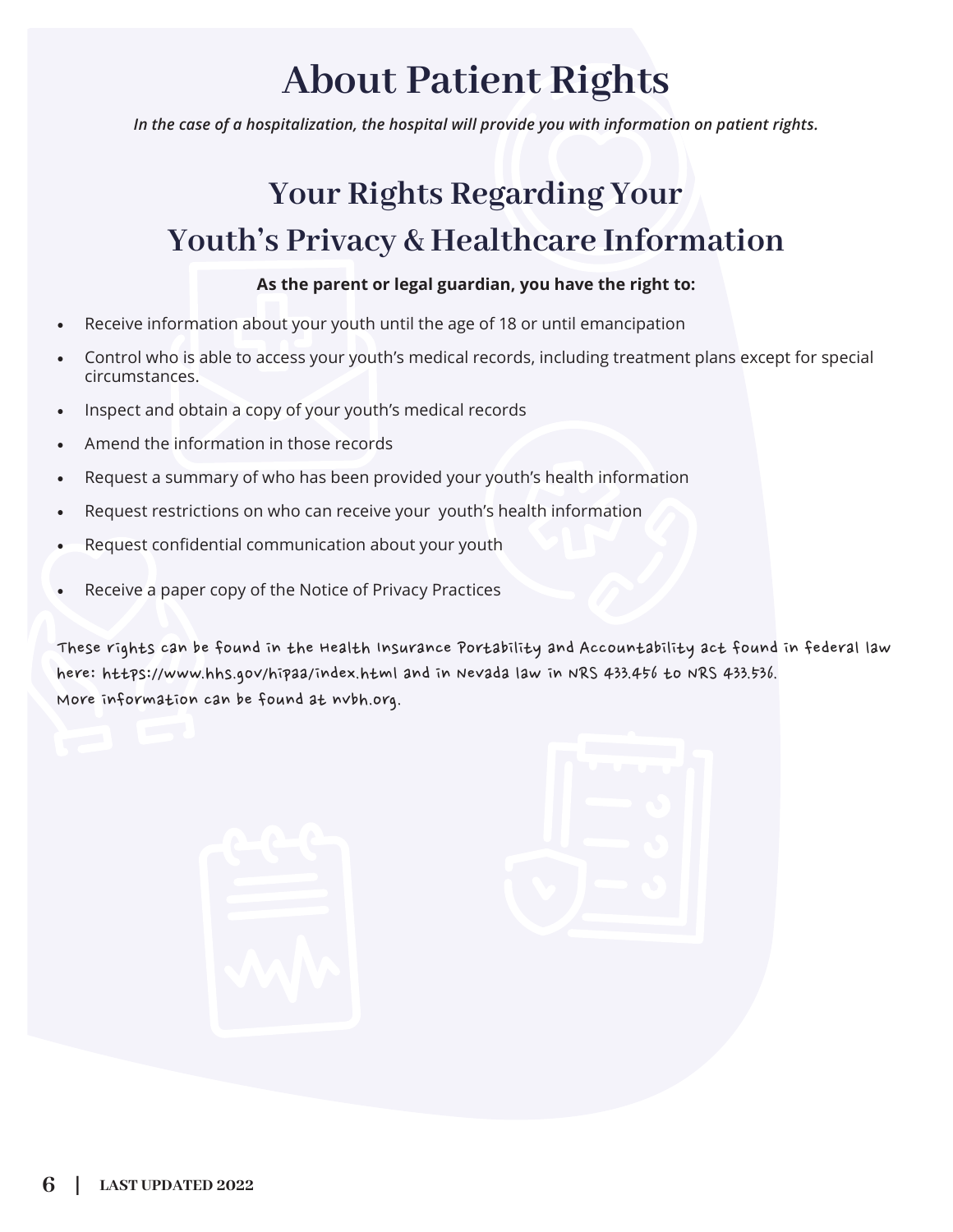# About Patient Rights

*In the case of a hospitalization, the hospital will provide you with information on patient rights.*

## Your Rights Regarding Your Youth's Privacy & Healthcare Information

**As the parent or legal guardian, you have the right to:**

- Receive information about your youth until the age of 18 or until emancipation
- Control who is able to access your youth's medical records, including treatment plans except for special circumstances.
- Inspect and obtain a copy of your youth's medical records
- Amend the information in those records
- Request a summary of who has been provided your youth's health information
- Request restrictions on who can receive your youth's health information
- Request confidential communication about your youth
- Receive a paper copy of the Notice of Privacy Practices

These rights can be found in the Health Insurance Portability and Accountability act found in federal law here: https://www.hhs.gov/hipaa/index.html and in Nevada law in NRS 433.456 to NRS 433.536.
More information can be found at nvbh.org.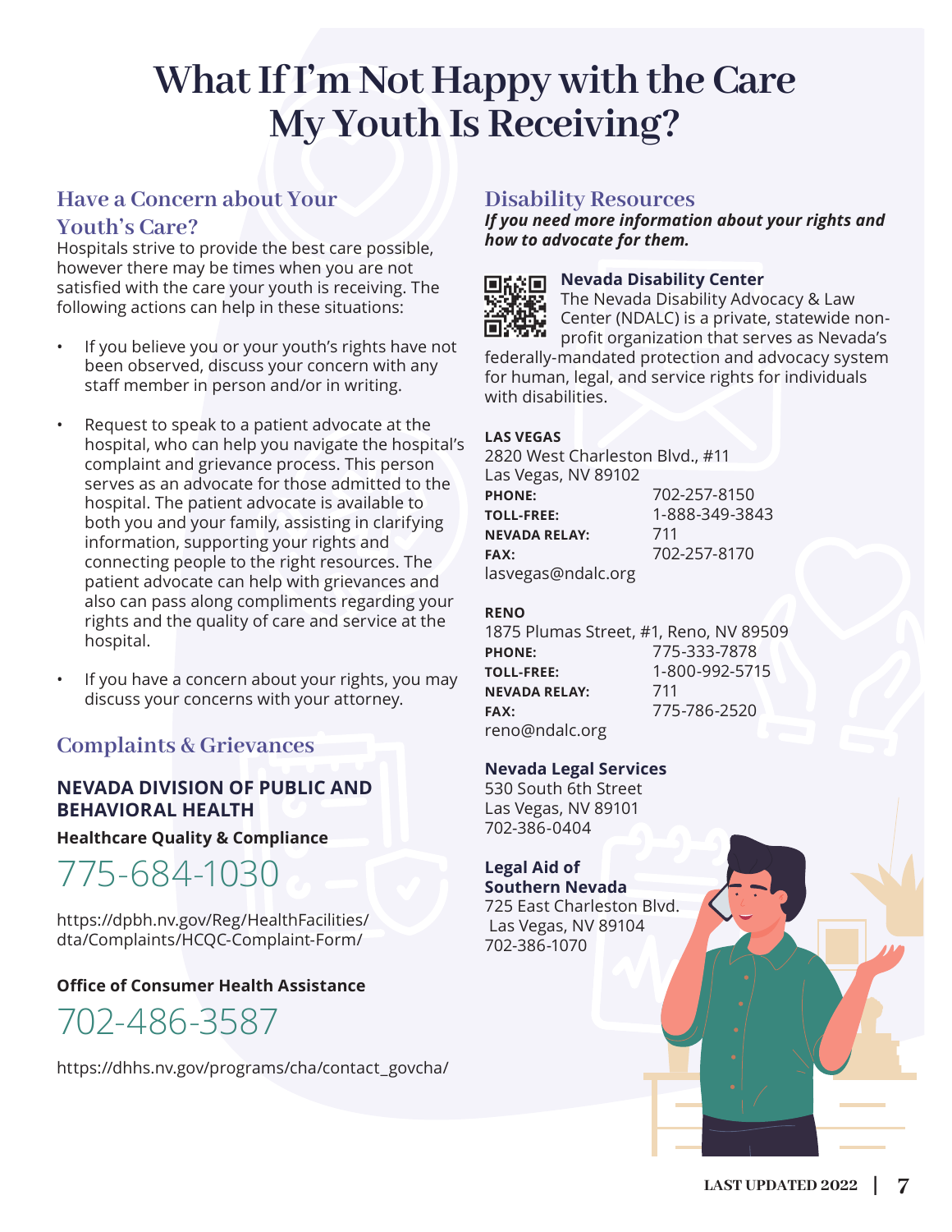# What If I'm Not Happy with the Care My Youth Is Receiving?

## Have a Concern about Your Youth's Care?

Hospitals strive to provide the best care possible, however there may be times when you are not satisfied with the care your youth is receiving. The following actions can help in these situations:

- If you believe you or your youth's rights have not been observed, discuss your concern with any staff member in person and/or in writing.
- Request to speak to a patient advocate at the hospital, who can help you navigate the hospital's complaint and grievance process. This person serves as an advocate for those admitted to the hospital. The patient advocate is available to both you and your family, assisting in clarifying information, supporting your rights and connecting people to the right resources. The patient advocate can help with grievances and also can pass along compliments regarding your rights and the quality of care and service at the hospital.
- If you have a concern about your rights, you may discuss your concerns with your attorney.

## Complaints & Grievances

### NEVADA DIVISION OF PUBLIC AND BEHAVIORAL HEALTH

**Healthcare Quality & Compliance**

775-684-1030

https://dpbh.nv.gov/Reg/HealthFacilities/dta/Complaints/HCQC-Complaint-Form/

**Office of Consumer Health Assistance**

702-486-3587

https://dhhs.nv.gov/programs/cha/contact_govcha/

## Disability Resources

***If you need more information about your rights and how to advocate for them.***

**Nevada Disability Center**

The Nevada Disability Advocacy & Law Center (NDALC) is a private, statewide non-profit organization that serves as Nevada's federally-mandated protection and advocacy system for human, legal, and service rights for individuals with disabilities.

**LAS VEGAS**
2820 West Charleston Blvd., #11
Las Vegas, NV 89102

| | |
|---|---|
| **PHONE:** | 702-257-8150 |
| **TOLL-FREE:** | 1-888-349-3843 |
| **NEVADA RELAY:** | 711 |
| **FAX:** | 702-257-8170 |

lasvegas@ndalc.org

**RENO**
1875 Plumas Street, #1, Reno, NV 89509

| | |
|---|---|
| **PHONE:** | 775-333-7878 |
| **TOLL-FREE:** | 1-800-992-5715 |
| **NEVADA RELAY:** | 711 |
| **FAX:** | 775-786-2520 |

reno@ndalc.org

**Nevada Legal Services**
530 South 6th Street
Las Vegas, NV 89101
702-386-0404

**Legal Aid of Southern Nevada**
725 East Charleston Blvd.
Las Vegas, NV 89104
702-386-1070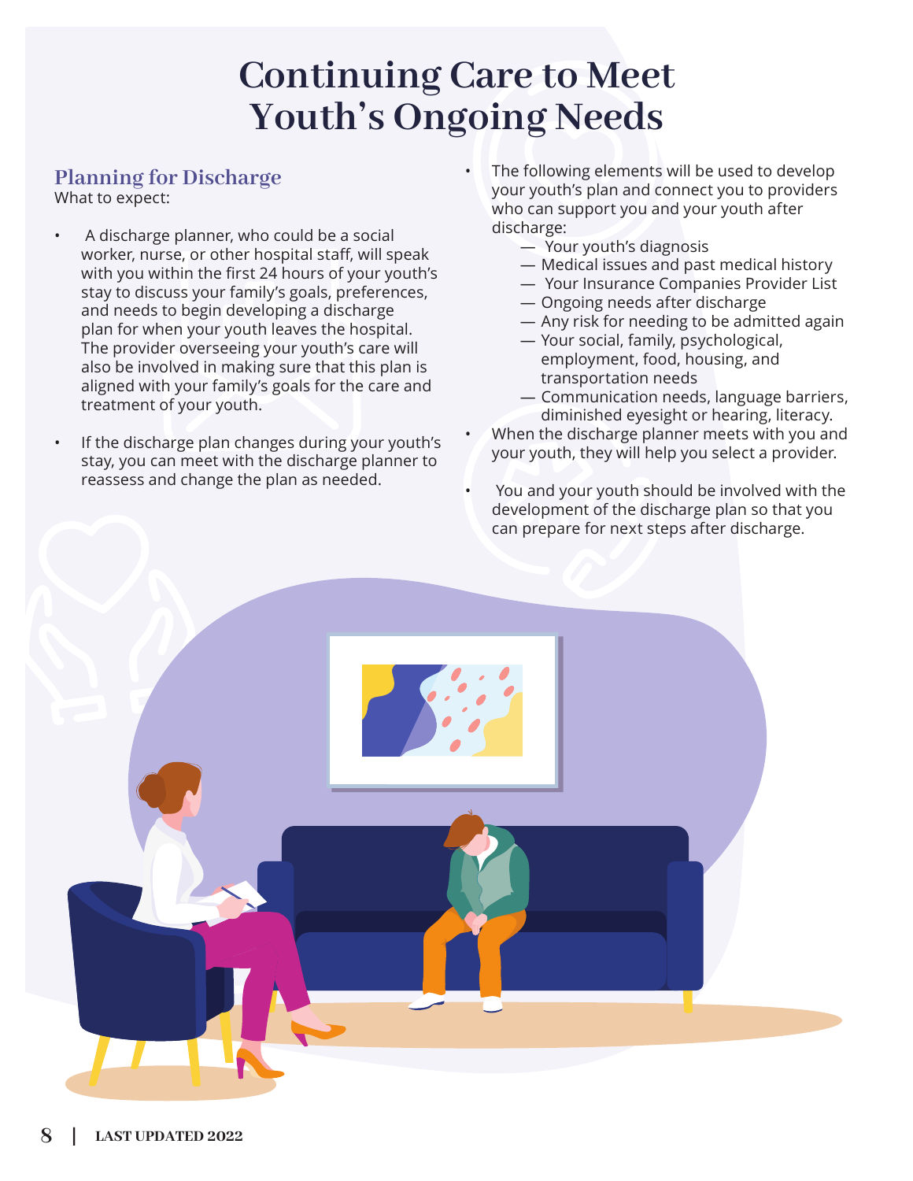# Continuing Care to Meet Youth's Ongoing Needs

## Planning for Discharge

What to expect:

- A discharge planner, who could be a social worker, nurse, or other hospital staff, will speak with you within the first 24 hours of your youth's stay to discuss your family's goals, preferences, and needs to begin developing a discharge plan for when your youth leaves the hospital. The provider overseeing your youth's care will also be involved in making sure that this plan is aligned with your family's goals for the care and treatment of your youth.
- If the discharge plan changes during your youth's stay, you can meet with the discharge planner to reassess and change the plan as needed.
- The following elements will be used to develop your youth's plan and connect you to providers who can support you and your youth after discharge:
  - Your youth's diagnosis
  - Medical issues and past medical history
  - Your Insurance Companies Provider List
  - Ongoing needs after discharge
  - Any risk for needing to be admitted again
  - Your social, family, psychological, employment, food, housing, and transportation needs
  - Communication needs, language barriers, diminished eyesight or hearing, literacy.
- When the discharge planner meets with you and your youth, they will help you select a provider.
- You and your youth should be involved with the development of the discharge plan so that you can prepare for next steps after discharge.

LAST UPDATED 2022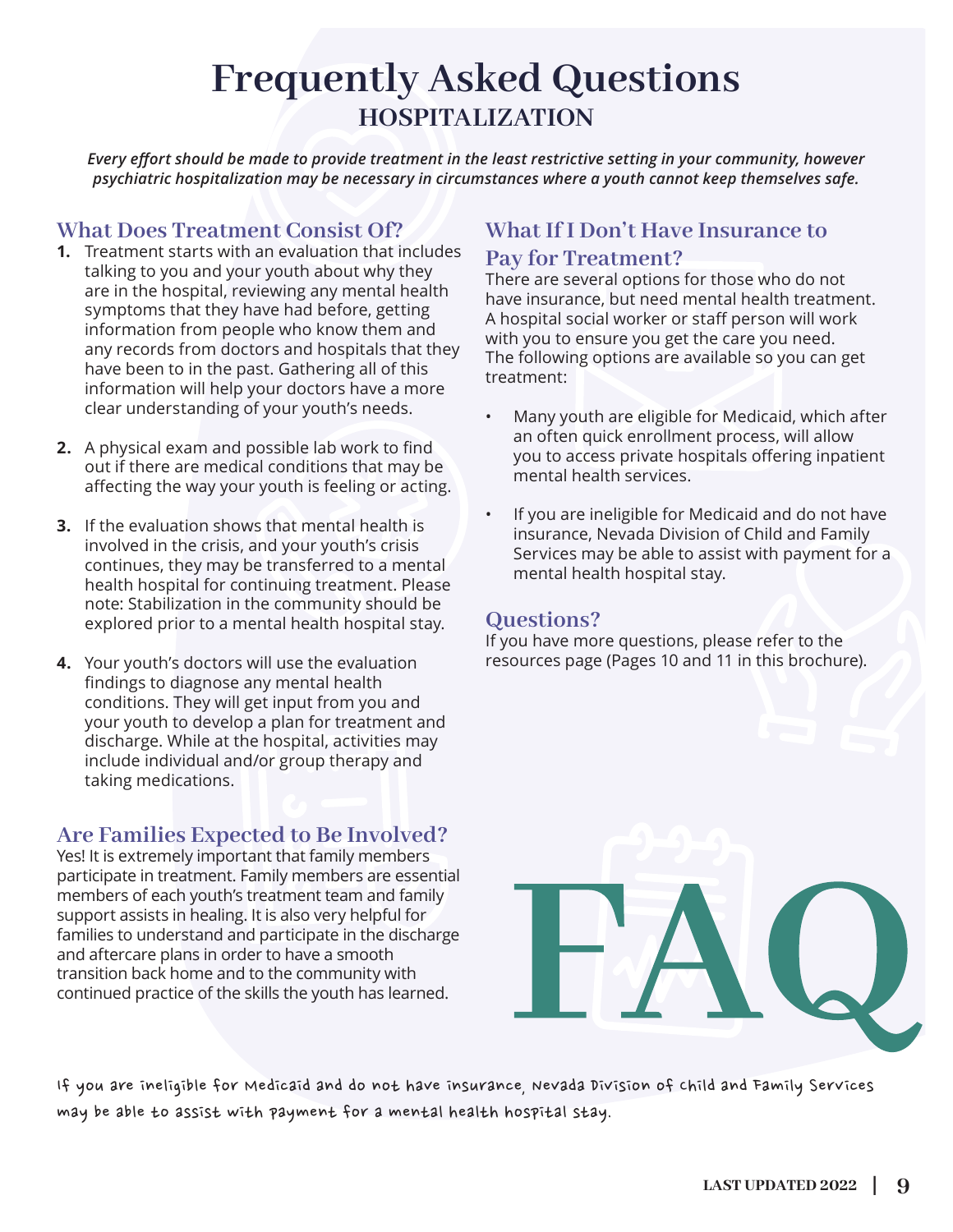# Frequently Asked Questions
## HOSPITALIZATION

***Every effort should be made to provide treatment in the least restrictive setting in your community, however psychiatric hospitalization may be necessary in circumstances where a youth cannot keep themselves safe.***

### What Does Treatment Consist Of?

1. Treatment starts with an evaluation that includes talking to you and your youth about why they are in the hospital, reviewing any mental health symptoms that they have had before, getting information from people who know them and any records from doctors and hospitals that they have been to in the past. Gathering all of this information will help your doctors have a more clear understanding of your youth's needs.

2. A physical exam and possible lab work to find out if there are medical conditions that may be affecting the way your youth is feeling or acting.

3. If the evaluation shows that mental health is involved in the crisis, and your youth's crisis continues, they may be transferred to a mental health hospital for continuing treatment. Please note: Stabilization in the community should be explored prior to a mental health hospital stay.

4. Your youth's doctors will use the evaluation findings to diagnose any mental health conditions. They will get input from you and your youth to develop a plan for treatment and discharge. While at the hospital, activities may include individual and/or group therapy and taking medications.

### Are Families Expected to Be Involved?

Yes! It is extremely important that family members participate in treatment. Family members are essential members of each youth's treatment team and family support assists in healing. It is also very helpful for families to understand and participate in the discharge and aftercare plans in order to have a smooth transition back home and to the community with continued practice of the skills the youth has learned.

### What If I Don't Have Insurance to Pay for Treatment?

There are several options for those who do not have insurance, but need mental health treatment. A hospital social worker or staff person will work with you to ensure you get the care you need. The following options are available so you can get treatment:

- Many youth are eligible for Medicaid, which after an often quick enrollment process, will allow you to access private hospitals offering inpatient mental health services.
- If you are ineligible for Medicaid and do not have insurance, Nevada Division of Child and Family Services may be able to assist with payment for a mental health hospital stay.

### Questions?

If you have more questions, please refer to the resources page (Pages 10 and 11 in this brochure).

FAQ

If you are ineligible for Medicaid and do not have insurance, Nevada Division of Child and Family Services may be able to assist with payment for a mental health hospital stay.

LAST UPDATED 2022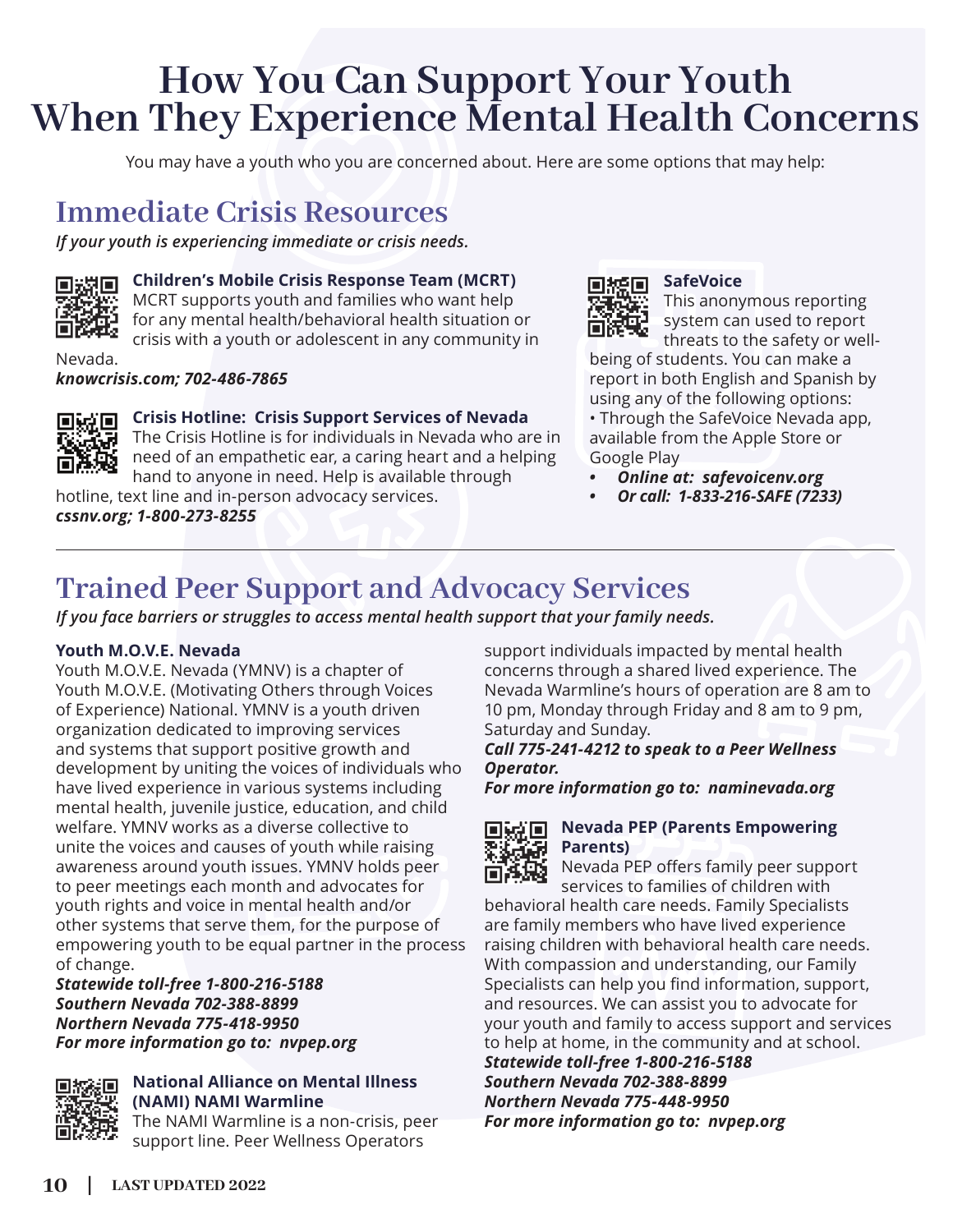# How You Can Support Your Youth When They Experience Mental Health Concerns

You may have a youth who you are concerned about. Here are some options that may help:

## Immediate Crisis Resources

***If your youth is experiencing immediate or crisis needs.***

**Children's Mobile Crisis Response Team (MCRT)**
MCRT supports youth and families who want help for any mental health/behavioral health situation or crisis with a youth or adolescent in any community in Nevada.
***knowcrisis.com; 702-486-7865***

**Crisis Hotline: Crisis Support Services of Nevada**
The Crisis Hotline is for individuals in Nevada who are in need of an empathetic ear, a caring heart and a helping hand to anyone in need. Help is available through hotline, text line and in-person advocacy services.
***cssnv.org; 1-800-273-8255***

**SafeVoice**
This anonymous reporting system can used to report threats to the safety or well-being of students. You can make a report in both English and Spanish by using any of the following options:
• Through the SafeVoice Nevada app, available from the Apple Store or Google Play

- ***Online at: safevoicenv.org***
- ***Or call: 1-833-216-SAFE (7233)***

## Trained Peer Support and Advocacy Services

***If you face barriers or struggles to access mental health support that your family needs.***

**Youth M.O.V.E. Nevada**
Youth M.O.V.E. Nevada (YMNV) is a chapter of Youth M.O.V.E. (Motivating Others through Voices of Experience) National. YMNV is a youth driven organization dedicated to improving services and systems that support positive growth and development by uniting the voices of individuals who have lived experience in various systems including mental health, juvenile justice, education, and child welfare. YMNV works as a diverse collective to unite the voices and causes of youth while raising awareness around youth issues. YMNV holds peer to peer meetings each month and advocates for youth rights and voice in mental health and/or other systems that serve them, for the purpose of empowering youth to be equal partner in the process of change.
***Statewide toll-free 1-800-216-5188***
***Southern Nevada 702-388-8899***
***Northern Nevada 775-418-9950***
***For more information go to: nvpep.org***

**National Alliance on Mental Illness (NAMI) NAMI Warmline**
The NAMI Warmline is a non-crisis, peer support line. Peer Wellness Operators support individuals impacted by mental health concerns through a shared lived experience. The Nevada Warmline's hours of operation are 8 am to 10 pm, Monday through Friday and 8 am to 9 pm, Saturday and Sunday.
***Call 775-241-4212 to speak to a Peer Wellness Operator.***
***For more information go to: naminevada.org***

**Nevada PEP (Parents Empowering Parents)**
Nevada PEP offers family peer support services to families of children with behavioral health care needs. Family Specialists are family members who have lived experience raising children with behavioral health care needs. With compassion and understanding, our Family Specialists can help you find information, support, and resources. We can assist you to advocate for your youth and family to access support and services to help at home, in the community and at school.
***Statewide toll-free 1-800-216-5188***
***Southern Nevada 702-388-8899***
***Northern Nevada 775-448-9950***
***For more information go to: nvpep.org***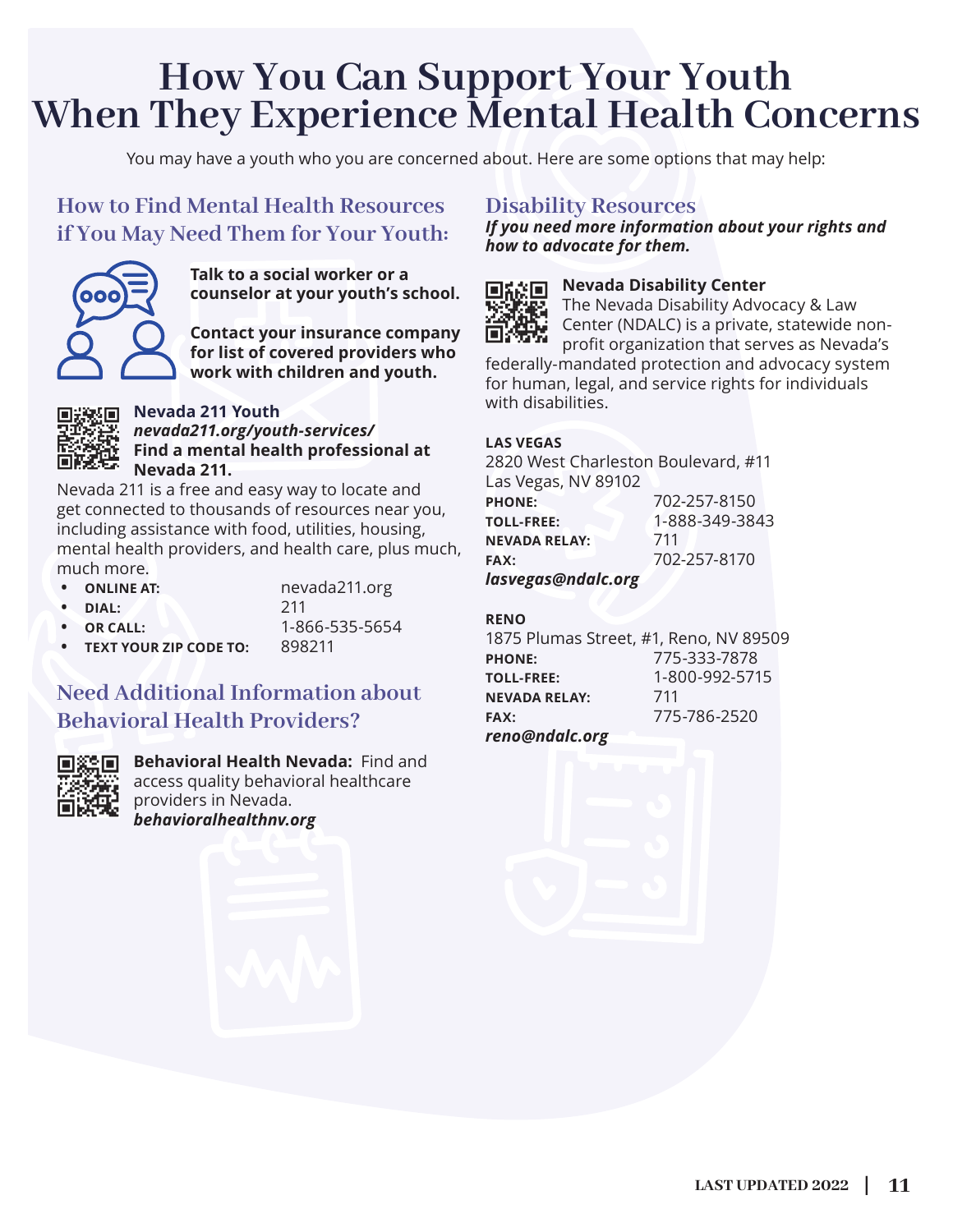# How You Can Support Your Youth When They Experience Mental Health Concerns

You may have a youth who you are concerned about. Here are some options that may help:

## How to Find Mental Health Resources if You May Need Them for Your Youth:

**Talk to a social worker or a counselor at your youth's school.**

**Contact your insurance company for list of covered providers who work with children and youth.**

**Nevada 211 Youth**
***nevada211.org/youth-services/***
**Find a mental health professional at Nevada 211.**

Nevada 211 is a free and easy way to locate and get connected to thousands of resources near you, including assistance with food, utilities, housing, mental health providers, and health care, plus much, much more.

- **ONLINE AT:** nevada211.org
- **DIAL:** 211
- **OR CALL:** 1-866-535-5654
- **TEXT YOUR ZIP CODE TO:** 898211

## Need Additional Information about Behavioral Health Providers?

**Behavioral Health Nevada:** Find and access quality behavioral healthcare providers in Nevada.
***behavioralhealthnv.org***

## Disability Resources

***If you need more information about your rights and how to advocate for them.***

**Nevada Disability Center**
The Nevada Disability Advocacy & Law Center (NDALC) is a private, statewide non-profit organization that serves as Nevada's federally-mandated protection and advocacy system for human, legal, and service rights for individuals with disabilities.

**LAS VEGAS**
2820 West Charleston Boulevard, #11
Las Vegas, NV 89102

| | |
|---|---|
| **PHONE:** | 702-257-8150 |
| **TOLL-FREE:** | 1-888-349-3843 |
| **NEVADA RELAY:** | 711 |
| **FAX:** | 702-257-8170 |

***lasvegas@ndalc.org***

**RENO**
1875 Plumas Street, #1, Reno, NV 89509

| | |
|---|---|
| **PHONE:** | 775-333-7878 |
| **TOLL-FREE:** | 1-800-992-5715 |
| **NEVADA RELAY:** | 711 |
| **FAX:** | 775-786-2520 |

***reno@ndalc.org***

LAST UPDATED 2022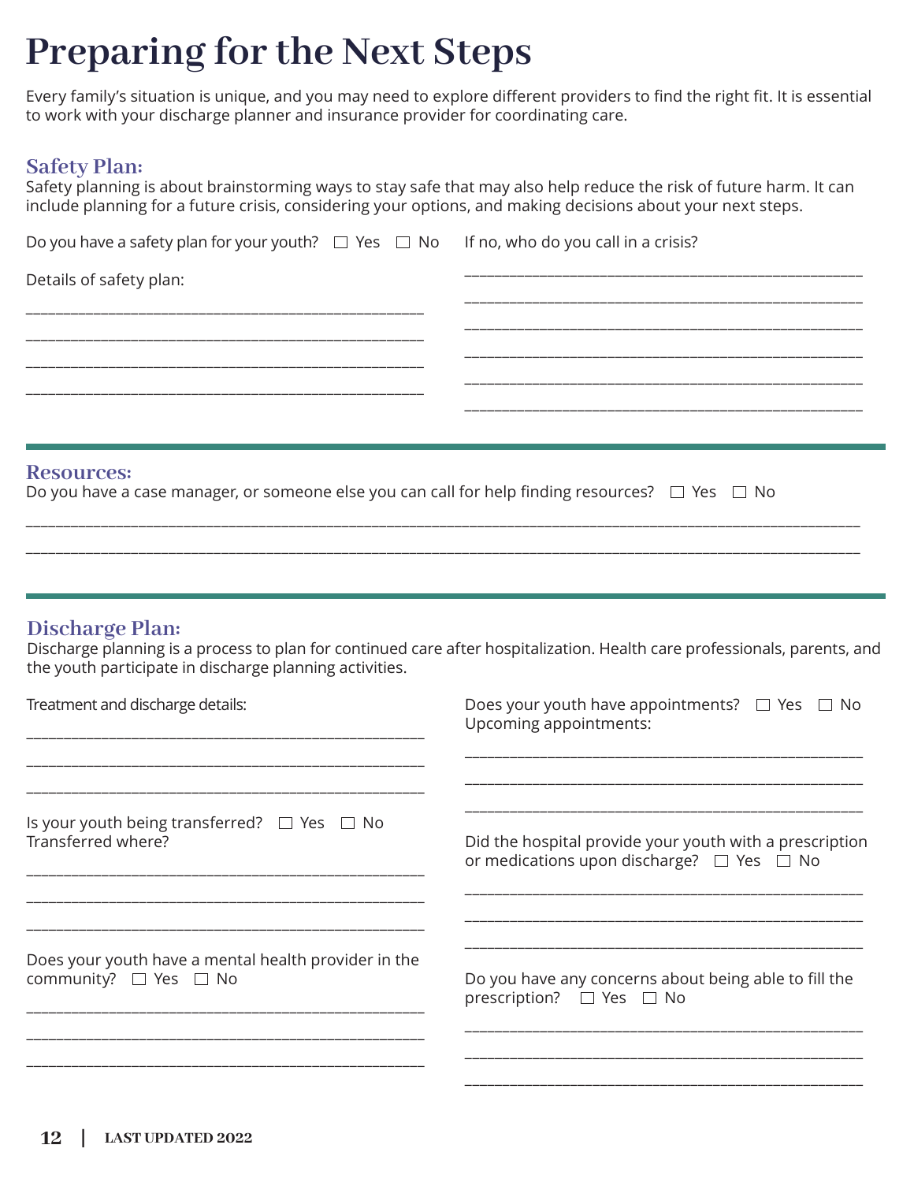# Preparing for the Next Steps

Every family's situation is unique, and you may need to explore different providers to find the right fit. It is essential to work with your discharge planner and insurance provider for coordinating care.

## Safety Plan:

Safety planning is about brainstorming ways to stay safe that may also help reduce the risk of future harm. It can include planning for a future crisis, considering your options, and making decisions about your next steps.

Do you have a safety plan for your youth? ☐ Yes ☐ No

Details of safety plan:

\_\_\_\_\_\_\_\_\_\_\_\_\_\_\_\_\_\_\_\_\_\_\_\_\_\_\_\_\_\_\_\_\_\_\_\_\_\_\_\_\_\_\_\_\_\_\_\_\_\_\_\_

\_\_\_\_\_\_\_\_\_\_\_\_\_\_\_\_\_\_\_\_\_\_\_\_\_\_\_\_\_\_\_\_\_\_\_\_\_\_\_\_\_\_\_\_\_\_\_\_\_\_\_\_

\_\_\_\_\_\_\_\_\_\_\_\_\_\_\_\_\_\_\_\_\_\_\_\_\_\_\_\_\_\_\_\_\_\_\_\_\_\_\_\_\_\_\_\_\_\_\_\_\_\_\_\_

\_\_\_\_\_\_\_\_\_\_\_\_\_\_\_\_\_\_\_\_\_\_\_\_\_\_\_\_\_\_\_\_\_\_\_\_\_\_\_\_\_\_\_\_\_\_\_\_\_\_\_\_

If no, who do you call in a crisis?

\_\_\_\_\_\_\_\_\_\_\_\_\_\_\_\_\_\_\_\_\_\_\_\_\_\_\_\_\_\_\_\_\_\_\_\_\_\_\_\_\_\_\_\_\_\_\_\_\_\_\_\_

\_\_\_\_\_\_\_\_\_\_\_\_\_\_\_\_\_\_\_\_\_\_\_\_\_\_\_\_\_\_\_\_\_\_\_\_\_\_\_\_\_\_\_\_\_\_\_\_\_\_\_\_

\_\_\_\_\_\_\_\_\_\_\_\_\_\_\_\_\_\_\_\_\_\_\_\_\_\_\_\_\_\_\_\_\_\_\_\_\_\_\_\_\_\_\_\_\_\_\_\_\_\_\_\_

\_\_\_\_\_\_\_\_\_\_\_\_\_\_\_\_\_\_\_\_\_\_\_\_\_\_\_\_\_\_\_\_\_\_\_\_\_\_\_\_\_\_\_\_\_\_\_\_\_\_\_\_

\_\_\_\_\_\_\_\_\_\_\_\_\_\_\_\_\_\_\_\_\_\_\_\_\_\_\_\_\_\_\_\_\_\_\_\_\_\_\_\_\_\_\_\_\_\_\_\_\_\_\_\_

\_\_\_\_\_\_\_\_\_\_\_\_\_\_\_\_\_\_\_\_\_\_\_\_\_\_\_\_\_\_\_\_\_\_\_\_\_\_\_\_\_\_\_\_\_\_\_\_\_\_\_\_

## Resources:

Do you have a case manager, or someone else you can call for help finding resources? ☐ Yes ☐ No

\_\_\_\_\_\_\_\_\_\_\_\_\_\_\_\_\_\_\_\_\_\_\_\_\_\_\_\_\_\_\_\_\_\_\_\_\_\_\_\_\_\_\_\_\_\_\_\_\_\_\_\_\_\_\_\_\_\_\_\_\_\_\_\_\_\_\_\_\_\_\_\_\_\_\_\_\_\_\_\_\_\_\_\_\_\_\_\_\_\_\_\_\_\_\_\_\_\_\_\_\_\_\_\_

\_\_\_\_\_\_\_\_\_\_\_\_\_\_\_\_\_\_\_\_\_\_\_\_\_\_\_\_\_\_\_\_\_\_\_\_\_\_\_\_\_\_\_\_\_\_\_\_\_\_\_\_\_\_\_\_\_\_\_\_\_\_\_\_\_\_\_\_\_\_\_\_\_\_\_\_\_\_\_\_\_\_\_\_\_\_\_\_\_\_\_\_\_\_\_\_\_\_\_\_\_\_\_\_

## Discharge Plan:

Discharge planning is a process to plan for continued care after hospitalization. Health care professionals, parents, and the youth participate in discharge planning activities.

Treatment and discharge details:

\_\_\_\_\_\_\_\_\_\_\_\_\_\_\_\_\_\_\_\_\_\_\_\_\_\_\_\_\_\_\_\_\_\_\_\_\_\_\_\_\_\_\_\_\_\_\_\_\_\_\_\_

\_\_\_\_\_\_\_\_\_\_\_\_\_\_\_\_\_\_\_\_\_\_\_\_\_\_\_\_\_\_\_\_\_\_\_\_\_\_\_\_\_\_\_\_\_\_\_\_\_\_\_\_

\_\_\_\_\_\_\_\_\_\_\_\_\_\_\_\_\_\_\_\_\_\_\_\_\_\_\_\_\_\_\_\_\_\_\_\_\_\_\_\_\_\_\_\_\_\_\_\_\_\_\_\_

Is your youth being transferred? ☐ Yes ☐ No
Transferred where?

\_\_\_\_\_\_\_\_\_\_\_\_\_\_\_\_\_\_\_\_\_\_\_\_\_\_\_\_\_\_\_\_\_\_\_\_\_\_\_\_\_\_\_\_\_\_\_\_\_\_\_\_

\_\_\_\_\_\_\_\_\_\_\_\_\_\_\_\_\_\_\_\_\_\_\_\_\_\_\_\_\_\_\_\_\_\_\_\_\_\_\_\_\_\_\_\_\_\_\_\_\_\_\_\_

\_\_\_\_\_\_\_\_\_\_\_\_\_\_\_\_\_\_\_\_\_\_\_\_\_\_\_\_\_\_\_\_\_\_\_\_\_\_\_\_\_\_\_\_\_\_\_\_\_\_\_\_

Does your youth have a mental health provider in the community? ☐ Yes ☐ No

\_\_\_\_\_\_\_\_\_\_\_\_\_\_\_\_\_\_\_\_\_\_\_\_\_\_\_\_\_\_\_\_\_\_\_\_\_\_\_\_\_\_\_\_\_\_\_\_\_\_\_\_

\_\_\_\_\_\_\_\_\_\_\_\_\_\_\_\_\_\_\_\_\_\_\_\_\_\_\_\_\_\_\_\_\_\_\_\_\_\_\_\_\_\_\_\_\_\_\_\_\_\_\_\_

\_\_\_\_\_\_\_\_\_\_\_\_\_\_\_\_\_\_\_\_\_\_\_\_\_\_\_\_\_\_\_\_\_\_\_\_\_\_\_\_\_\_\_\_\_\_\_\_\_\_\_\_

Does your youth have appointments? ☐ Yes ☐ No
Upcoming appointments:

\_\_\_\_\_\_\_\_\_\_\_\_\_\_\_\_\_\_\_\_\_\_\_\_\_\_\_\_\_\_\_\_\_\_\_\_\_\_\_\_\_\_\_\_\_\_\_\_\_\_\_\_

\_\_\_\_\_\_\_\_\_\_\_\_\_\_\_\_\_\_\_\_\_\_\_\_\_\_\_\_\_\_\_\_\_\_\_\_\_\_\_\_\_\_\_\_\_\_\_\_\_\_\_\_

\_\_\_\_\_\_\_\_\_\_\_\_\_\_\_\_\_\_\_\_\_\_\_\_\_\_\_\_\_\_\_\_\_\_\_\_\_\_\_\_\_\_\_\_\_\_\_\_\_\_\_\_

Did the hospital provide your youth with a prescription or medications upon discharge? ☐ Yes ☐ No

\_\_\_\_\_\_\_\_\_\_\_\_\_\_\_\_\_\_\_\_\_\_\_\_\_\_\_\_\_\_\_\_\_\_\_\_\_\_\_\_\_\_\_\_\_\_\_\_\_\_\_\_

\_\_\_\_\_\_\_\_\_\_\_\_\_\_\_\_\_\_\_\_\_\_\_\_\_\_\_\_\_\_\_\_\_\_\_\_\_\_\_\_\_\_\_\_\_\_\_\_\_\_\_\_

\_\_\_\_\_\_\_\_\_\_\_\_\_\_\_\_\_\_\_\_\_\_\_\_\_\_\_\_\_\_\_\_\_\_\_\_\_\_\_\_\_\_\_\_\_\_\_\_\_\_\_\_

Do you have any concerns about being able to fill the prescription? ☐ Yes ☐ No

\_\_\_\_\_\_\_\_\_\_\_\_\_\_\_\_\_\_\_\_\_\_\_\_\_\_\_\_\_\_\_\_\_\_\_\_\_\_\_\_\_\_\_\_\_\_\_\_\_\_\_\_

\_\_\_\_\_\_\_\_\_\_\_\_\_\_\_\_\_\_\_\_\_\_\_\_\_\_\_\_\_\_\_\_\_\_\_\_\_\_\_\_\_\_\_\_\_\_\_\_\_\_\_\_

\_\_\_\_\_\_\_\_\_\_\_\_\_\_\_\_\_\_\_\_\_\_\_\_\_\_\_\_\_\_\_\_\_\_\_\_\_\_\_\_\_\_\_\_\_\_\_\_\_\_\_\_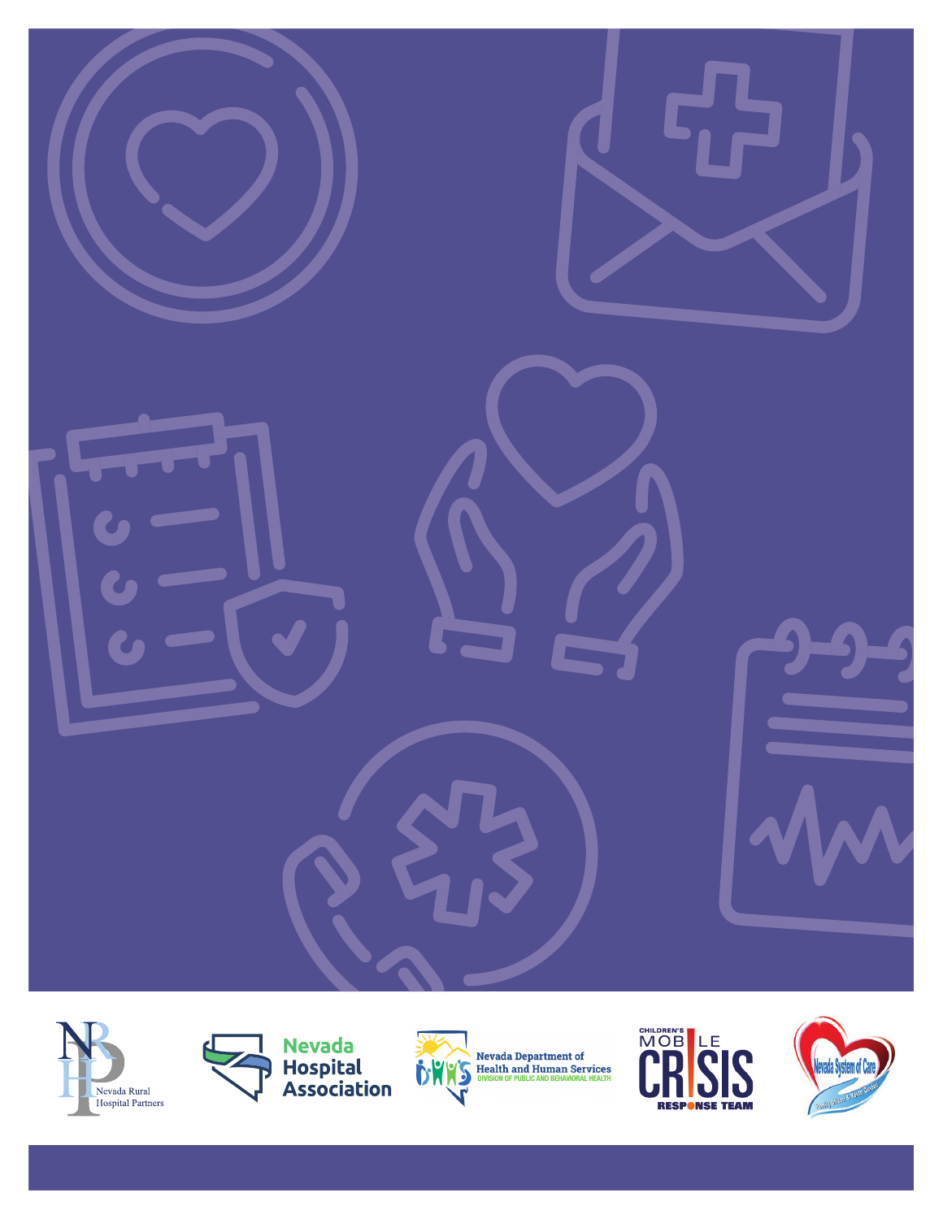Nevada Rural Hospital Partners

Nevada Hospital Association

Nevada Department of Health and Human Services
DIVISION OF PUBLIC AND BEHAVIORAL HEALTH

CHILDREN'S MOBILE CRISIS RESPONSE TEAM

Nevada System of Care